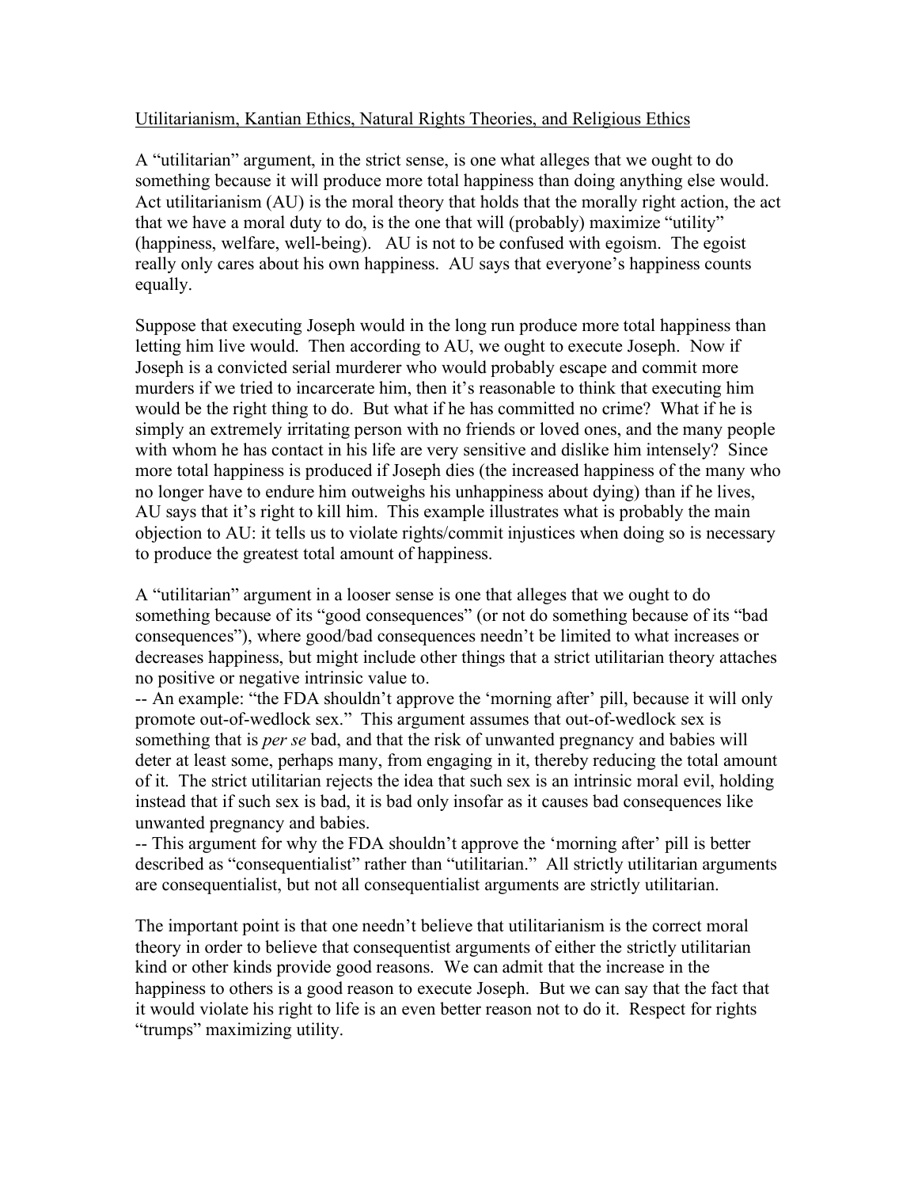# Utilitarianism, Kantian Ethics, Natural Rights Theories, and Religious Ethics

A "utilitarian" argument, in the strict sense, is one what alleges that we ought to do something because it will produce more total happiness than doing anything else would. Act utilitarianism (AU) is the moral theory that holds that the morally right action, the act that we have a moral duty to do, is the one that will (probably) maximize "utility" (happiness, welfare, well-being). AU is not to be confused with egoism. The egoist really only cares about his own happiness. AU says that everyone's happiness counts equally.

Suppose that executing Joseph would in the long run produce more total happiness than letting him live would. Then according to AU, we ought to execute Joseph. Now if Joseph is a convicted serial murderer who would probably escape and commit more murders if we tried to incarcerate him, then it's reasonable to think that executing him would be the right thing to do. But what if he has committed no crime? What if he is simply an extremely irritating person with no friends or loved ones, and the many people with whom he has contact in his life are very sensitive and dislike him intensely? Since more total happiness is produced if Joseph dies (the increased happiness of the many who no longer have to endure him outweighs his unhappiness about dying) than if he lives, AU says that it's right to kill him. This example illustrates what is probably the main objection to AU: it tells us to violate rights/commit injustices when doing so is necessary to produce the greatest total amount of happiness.

A "utilitarian" argument in a looser sense is one that alleges that we ought to do something because of its "good consequences" (or not do something because of its "bad consequences"), where good/bad consequences needn't be limited to what increases or decreases happiness, but might include other things that a strict utilitarian theory attaches no positive or negative intrinsic value to.

-- An example: "the FDA shouldn't approve the 'morning after' pill, because it will only promote out-of-wedlock sex." This argument assumes that out-of-wedlock sex is something that is *per se* bad, and that the risk of unwanted pregnancy and babies will deter at least some, perhaps many, from engaging in it, thereby reducing the total amount of it. The strict utilitarian rejects the idea that such sex is an intrinsic moral evil, holding instead that if such sex is bad, it is bad only insofar as it causes bad consequences like unwanted pregnancy and babies.

-- This argument for why the FDA shouldn't approve the 'morning after' pill is better described as "consequentialist" rather than "utilitarian." All strictly utilitarian arguments are consequentialist, but not all consequentialist arguments are strictly utilitarian.

The important point is that one needn't believe that utilitarianism is the correct moral theory in order to believe that consequentist arguments of either the strictly utilitarian kind or other kinds provide good reasons. We can admit that the increase in the happiness to others is a good reason to execute Joseph. But we can say that the fact that it would violate his right to life is an even better reason not to do it. Respect for rights "trumps" maximizing utility.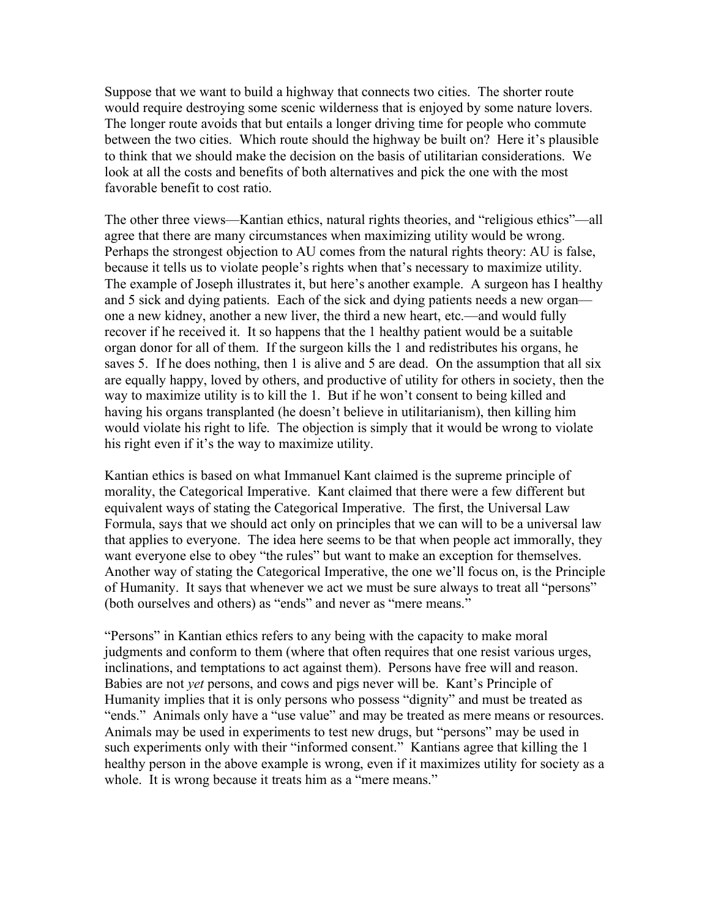Suppose that we want to build a highway that connects two cities. The shorter route would require destroying some scenic wilderness that is enjoyed by some nature lovers. The longer route avoids that but entails a longer driving time for people who commute between the two cities. Which route should the highway be built on? Here it's plausible to think that we should make the decision on the basis of utilitarian considerations. We look at all the costs and benefits of both alternatives and pick the one with the most favorable benefit to cost ratio.

The other three views—Kantian ethics, natural rights theories, and "religious ethics"—all agree that there are many circumstances when maximizing utility would be wrong. Perhaps the strongest objection to AU comes from the natural rights theory: AU is false, because it tells us to violate people's rights when that's necessary to maximize utility. The example of Joseph illustrates it, but here's another example. A surgeon has I healthy and 5 sick and dying patients. Each of the sick and dying patients needs a new organ—one a new kidney, another a new liver, the third a new heart, etc.—and would fully recover if he received it. It so happens that the 1 healthy patient would be a suitable organ donor for all of them. If the surgeon kills the 1 and redistributes his organs, he saves 5. If he does nothing, then 1 is alive and 5 are dead. On the assumption that all six are equally happy, loved by others, and productive of utility for others in society, then the way to maximize utility is to kill the 1. But if he won't consent to being killed and having his organs transplanted (he doesn't believe in utilitarianism), then killing him would violate his right to life. The objection is simply that it would be wrong to violate his right even if it's the way to maximize utility.

Kantian ethics is based on what Immanuel Kant claimed is the supreme principle of morality, the Categorical Imperative. Kant claimed that there were a few different but equivalent ways of stating the Categorical Imperative. The first, the Universal Law Formula, says that we should act only on principles that we can will to be a universal law that applies to everyone. The idea here seems to be that when people act immorally, they want everyone else to obey "the rules" but want to make an exception for themselves. Another way of stating the Categorical Imperative, the one we'll focus on, is the Principle of Humanity. It says that whenever we act we must be sure always to treat all "persons" (both ourselves and others) as "ends" and never as "mere means."

"Persons" in Kantian ethics refers to any being with the capacity to make moral judgments and conform to them (where that often requires that one resist various urges, inclinations, and temptations to act against them). Persons have free will and reason. Babies are not *yet* persons, and cows and pigs never will be. Kant's Principle of Humanity implies that it is only persons who possess "dignity" and must be treated as "ends." Animals only have a "use value" and may be treated as mere means or resources. Animals may be used in experiments to test new drugs, but "persons" may be used in such experiments only with their "informed consent." Kantians agree that killing the 1 healthy person in the above example is wrong, even if it maximizes utility for society as a whole. It is wrong because it treats him as a "mere means."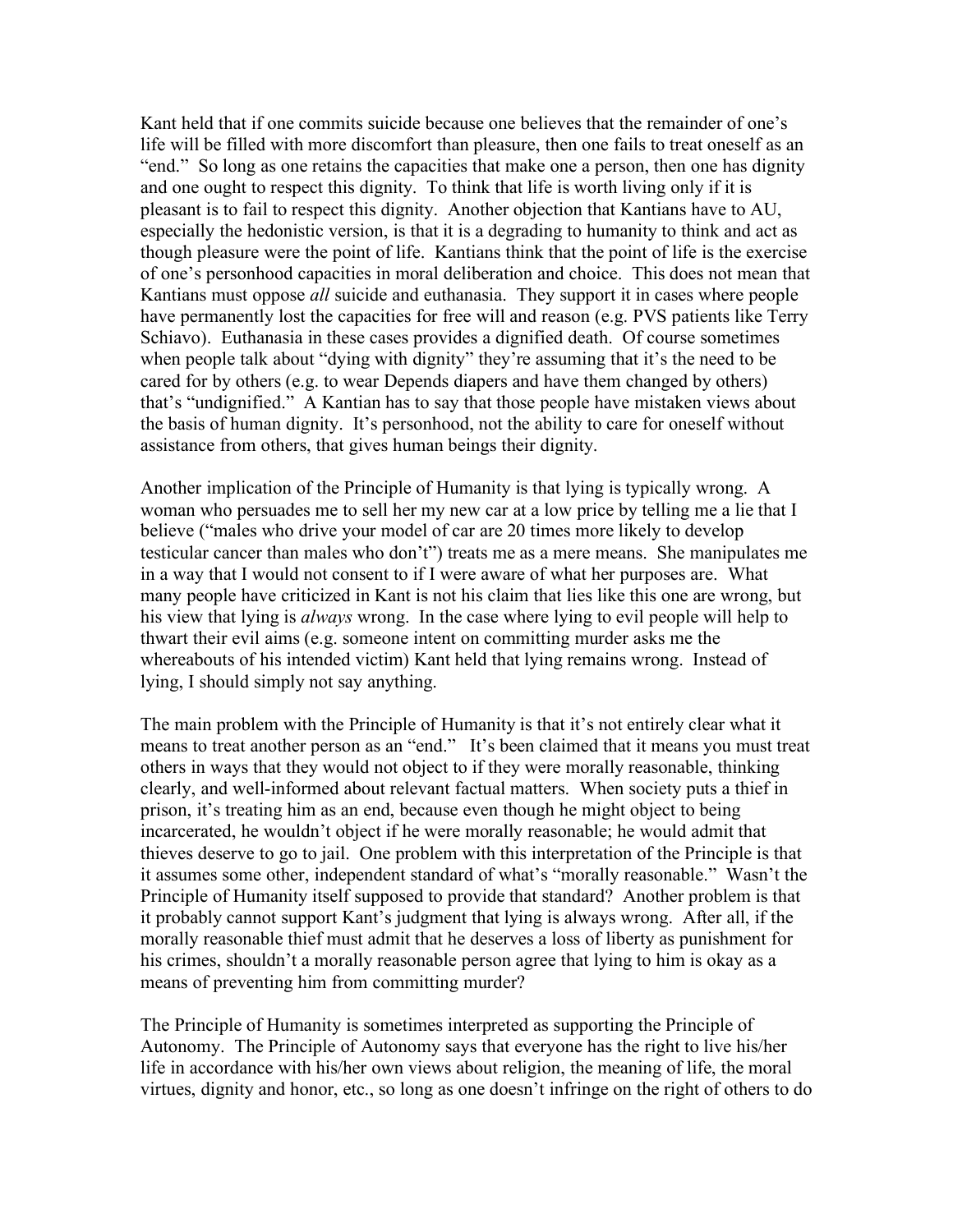Kant held that if one commits suicide because one believes that the remainder of one's life will be filled with more discomfort than pleasure, then one fails to treat oneself as an "end." So long as one retains the capacities that make one a person, then one has dignity and one ought to respect this dignity. To think that life is worth living only if it is pleasant is to fail to respect this dignity. Another objection that Kantians have to AU, especially the hedonistic version, is that it is a degrading to humanity to think and act as though pleasure were the point of life. Kantians think that the point of life is the exercise of one's personhood capacities in moral deliberation and choice. This does not mean that Kantians must oppose *all* suicide and euthanasia. They support it in cases where people have permanently lost the capacities for free will and reason (e.g. PVS patients like Terry Schiavo). Euthanasia in these cases provides a dignified death. Of course sometimes when people talk about "dying with dignity" they're assuming that it's the need to be cared for by others (e.g. to wear Depends diapers and have them changed by others) that's "undignified." A Kantian has to say that those people have mistaken views about the basis of human dignity. It's personhood, not the ability to care for oneself without assistance from others, that gives human beings their dignity.

Another implication of the Principle of Humanity is that lying is typically wrong. A woman who persuades me to sell her my new car at a low price by telling me a lie that I believe ("males who drive your model of car are 20 times more likely to develop testicular cancer than males who don't") treats me as a mere means. She manipulates me in a way that I would not consent to if I were aware of what her purposes are. What many people have criticized in Kant is not his claim that lies like this one are wrong, but his view that lying is *always* wrong. In the case where lying to evil people will help to thwart their evil aims (e.g. someone intent on committing murder asks me the whereabouts of his intended victim) Kant held that lying remains wrong. Instead of lying, I should simply not say anything.

The main problem with the Principle of Humanity is that it's not entirely clear what it means to treat another person as an "end." It's been claimed that it means you must treat others in ways that they would not object to if they were morally reasonable, thinking clearly, and well-informed about relevant factual matters. When society puts a thief in prison, it's treating him as an end, because even though he might object to being incarcerated, he wouldn't object if he were morally reasonable; he would admit that thieves deserve to go to jail. One problem with this interpretation of the Principle is that it assumes some other, independent standard of what's "morally reasonable." Wasn't the Principle of Humanity itself supposed to provide that standard? Another problem is that it probably cannot support Kant's judgment that lying is always wrong. After all, if the morally reasonable thief must admit that he deserves a loss of liberty as punishment for his crimes, shouldn't a morally reasonable person agree that lying to him is okay as a means of preventing him from committing murder?

The Principle of Humanity is sometimes interpreted as supporting the Principle of Autonomy. The Principle of Autonomy says that everyone has the right to live his/her life in accordance with his/her own views about religion, the meaning of life, the moral virtues, dignity and honor, etc., so long as one doesn't infringe on the right of others to do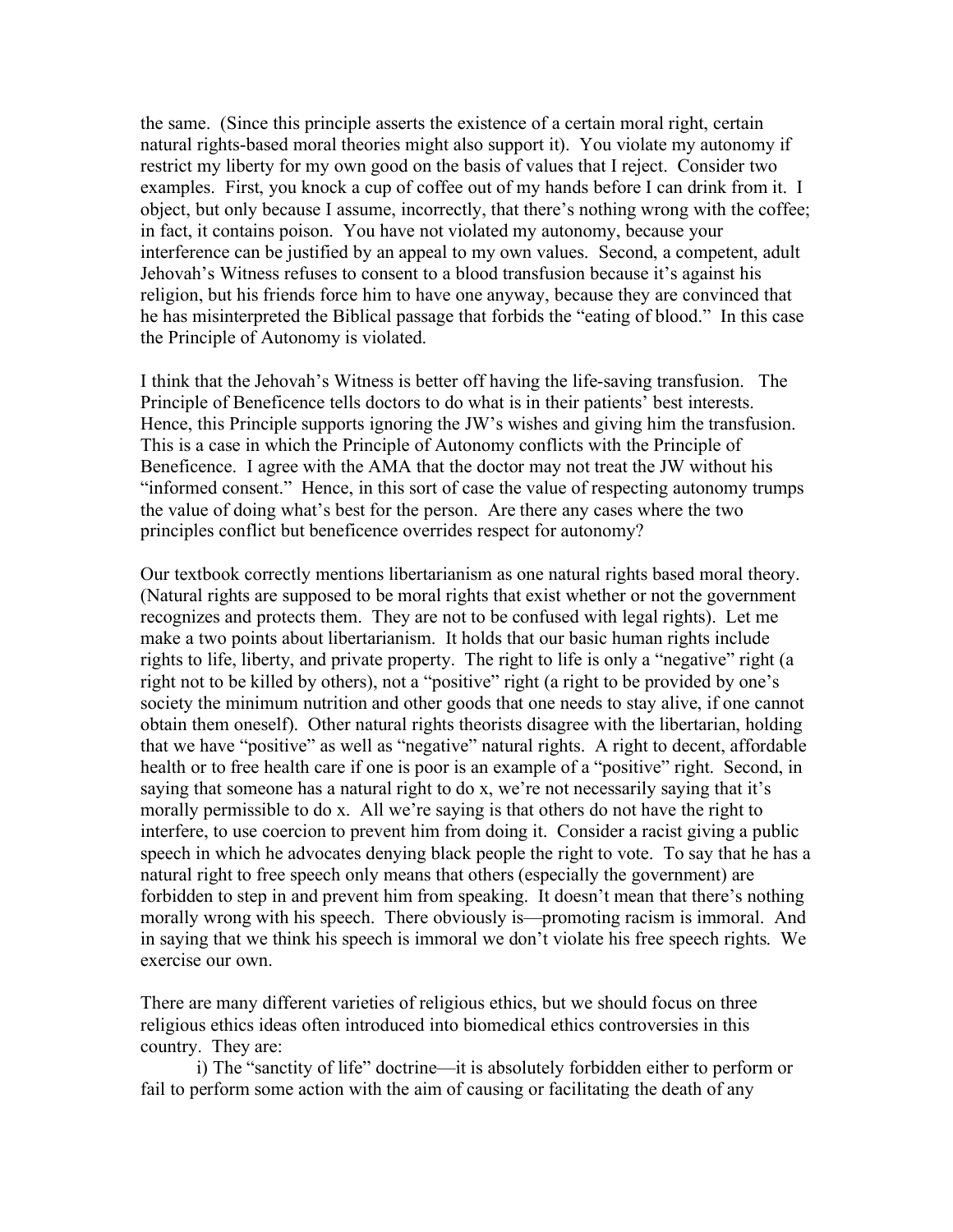the same. (Since this principle asserts the existence of a certain moral right, certain natural rights-based moral theories might also support it). You violate my autonomy if restrict my liberty for my own good on the basis of values that I reject. Consider two examples. First, you knock a cup of coffee out of my hands before I can drink from it. I object, but only because I assume, incorrectly, that there's nothing wrong with the coffee; in fact, it contains poison. You have not violated my autonomy, because your interference can be justified by an appeal to my own values. Second, a competent, adult Jehovah's Witness refuses to consent to a blood transfusion because it's against his religion, but his friends force him to have one anyway, because they are convinced that he has misinterpreted the Biblical passage that forbids the "eating of blood." In this case the Principle of Autonomy is violated.

I think that the Jehovah's Witness is better off having the life-saving transfusion. The Principle of Beneficence tells doctors to do what is in their patients' best interests. Hence, this Principle supports ignoring the JW's wishes and giving him the transfusion. This is a case in which the Principle of Autonomy conflicts with the Principle of Beneficence. I agree with the AMA that the doctor may not treat the JW without his "informed consent." Hence, in this sort of case the value of respecting autonomy trumps the value of doing what's best for the person. Are there any cases where the two principles conflict but beneficence overrides respect for autonomy?

Our textbook correctly mentions libertarianism as one natural rights based moral theory. (Natural rights are supposed to be moral rights that exist whether or not the government recognizes and protects them. They are not to be confused with legal rights). Let me make a two points about libertarianism. It holds that our basic human rights include rights to life, liberty, and private property. The right to life is only a "negative" right (a right not to be killed by others), not a "positive" right (a right to be provided by one's society the minimum nutrition and other goods that one needs to stay alive, if one cannot obtain them oneself). Other natural rights theorists disagree with the libertarian, holding that we have "positive" as well as "negative" natural rights. A right to decent, affordable health or to free health care if one is poor is an example of a "positive" right. Second, in saying that someone has a natural right to do x, we're not necessarily saying that it's morally permissible to do x. All we're saying is that others do not have the right to interfere, to use coercion to prevent him from doing it. Consider a racist giving a public speech in which he advocates denying black people the right to vote. To say that he has a natural right to free speech only means that others (especially the government) are forbidden to step in and prevent him from speaking. It doesn't mean that there's nothing morally wrong with his speech. There obviously is—promoting racism is immoral. And in saying that we think his speech is immoral we don't violate his free speech rights. We exercise our own.

There are many different varieties of religious ethics, but we should focus on three religious ethics ideas often introduced into biomedical ethics controversies in this country. They are:

i) The "sanctity of life" doctrine—it is absolutely forbidden either to perform or fail to perform some action with the aim of causing or facilitating the death of any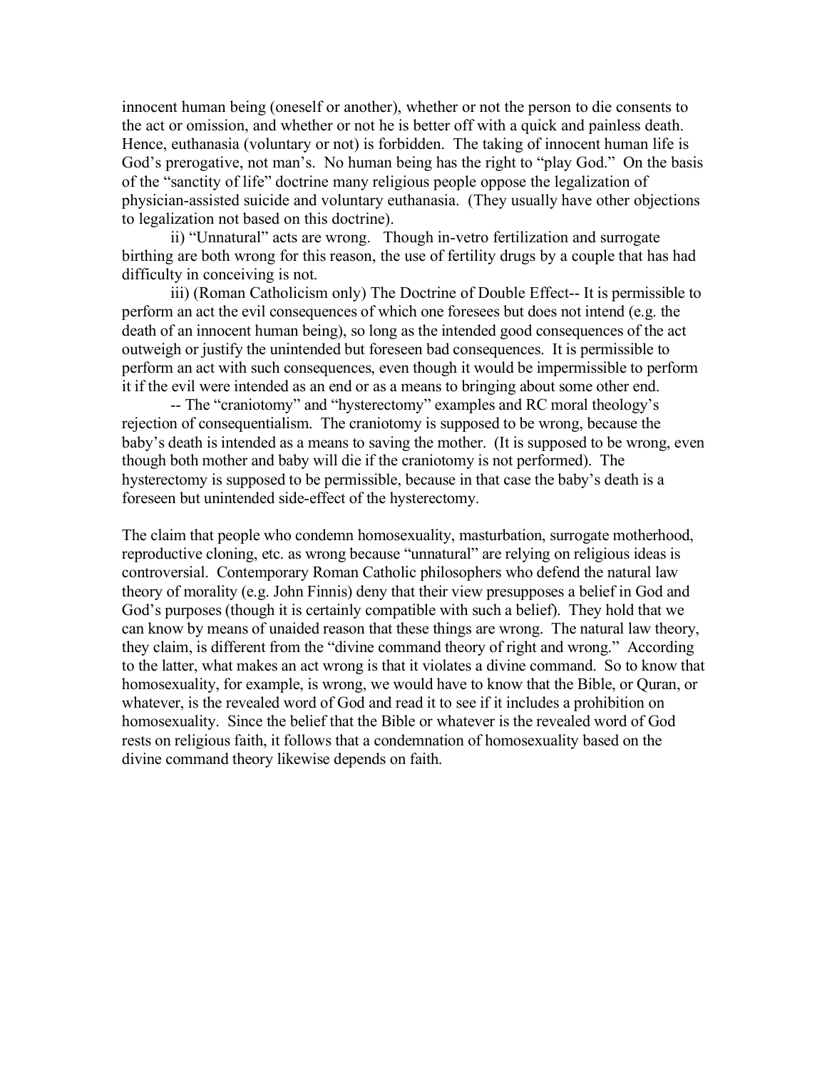innocent human being (oneself or another), whether or not the person to die consents to the act or omission, and whether or not he is better off with a quick and painless death. Hence, euthanasia (voluntary or not) is forbidden. The taking of innocent human life is God's prerogative, not man's. No human being has the right to "play God." On the basis of the "sanctity of life" doctrine many religious people oppose the legalization of physician-assisted suicide and voluntary euthanasia. (They usually have other objections to legalization not based on this doctrine).

ii) "Unnatural" acts are wrong. Though in-vetro fertilization and surrogate birthing are both wrong for this reason, the use of fertility drugs by a couple that has had difficulty in conceiving is not.

iii) (Roman Catholicism only) The Doctrine of Double Effect-- It is permissible to perform an act the evil consequences of which one foresees but does not intend (e.g. the death of an innocent human being), so long as the intended good consequences of the act outweigh or justify the unintended but foreseen bad consequences. It is permissible to perform an act with such consequences, even though it would be impermissible to perform it if the evil were intended as an end or as a means to bringing about some other end.

-- The "craniotomy" and "hysterectomy" examples and RC moral theology's rejection of consequentialism. The craniotomy is supposed to be wrong, because the baby's death is intended as a means to saving the mother. (It is supposed to be wrong, even though both mother and baby will die if the craniotomy is not performed). The hysterectomy is supposed to be permissible, because in that case the baby's death is a foreseen but unintended side-effect of the hysterectomy.

The claim that people who condemn homosexuality, masturbation, surrogate motherhood, reproductive cloning, etc. as wrong because "unnatural" are relying on religious ideas is controversial. Contemporary Roman Catholic philosophers who defend the natural law theory of morality (e.g. John Finnis) deny that their view presupposes a belief in God and God's purposes (though it is certainly compatible with such a belief). They hold that we can know by means of unaided reason that these things are wrong. The natural law theory, they claim, is different from the "divine command theory of right and wrong." According to the latter, what makes an act wrong is that it violates a divine command. So to know that homosexuality, for example, is wrong, we would have to know that the Bible, or Quran, or whatever, is the revealed word of God and read it to see if it includes a prohibition on homosexuality. Since the belief that the Bible or whatever is the revealed word of God rests on religious faith, it follows that a condemnation of homosexuality based on the divine command theory likewise depends on faith.